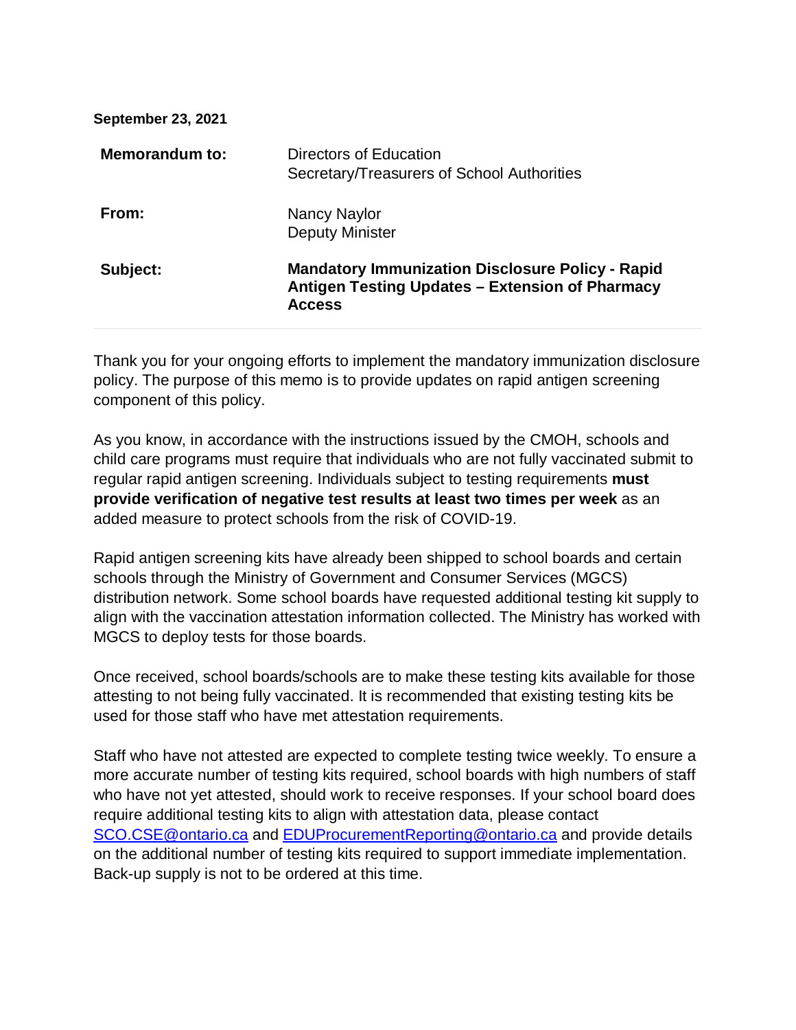**September 23, 2021**

| | |
|---|---|
| **Memorandum to:** | Directors of Education<br>Secretary/Treasurers of School Authorities |
| **From:** | Nancy Naylor<br>Deputy Minister |
| **Subject:** | **Mandatory Immunization Disclosure Policy - Rapid Antigen Testing Updates – Extension of Pharmacy Access** |

Thank you for your ongoing efforts to implement the mandatory immunization disclosure policy. The purpose of this memo is to provide updates on rapid antigen screening component of this policy.

As you know, in accordance with the instructions issued by the CMOH, schools and child care programs must require that individuals who are not fully vaccinated submit to regular rapid antigen screening. Individuals subject to testing requirements **must provide verification of negative test results at least two times per week** as an added measure to protect schools from the risk of COVID-19.

Rapid antigen screening kits have already been shipped to school boards and certain schools through the Ministry of Government and Consumer Services (MGCS) distribution network. Some school boards have requested additional testing kit supply to align with the vaccination attestation information collected. The Ministry has worked with MGCS to deploy tests for those boards.

Once received, school boards/schools are to make these testing kits available for those attesting to not being fully vaccinated. It is recommended that existing testing kits be used for those staff who have met attestation requirements.

Staff who have not attested are expected to complete testing twice weekly. To ensure a more accurate number of testing kits required, school boards with high numbers of staff who have not yet attested, should work to receive responses. If your school board does require additional testing kits to align with attestation data, please contact [SCO.CSE@ontario.ca](mailto:SCO.CSE@ontario.ca) and [EDUProcurementReporting@ontario.ca](mailto:EDUProcurementReporting@ontario.ca) and provide details on the additional number of testing kits required to support immediate implementation. Back-up supply is not to be ordered at this time.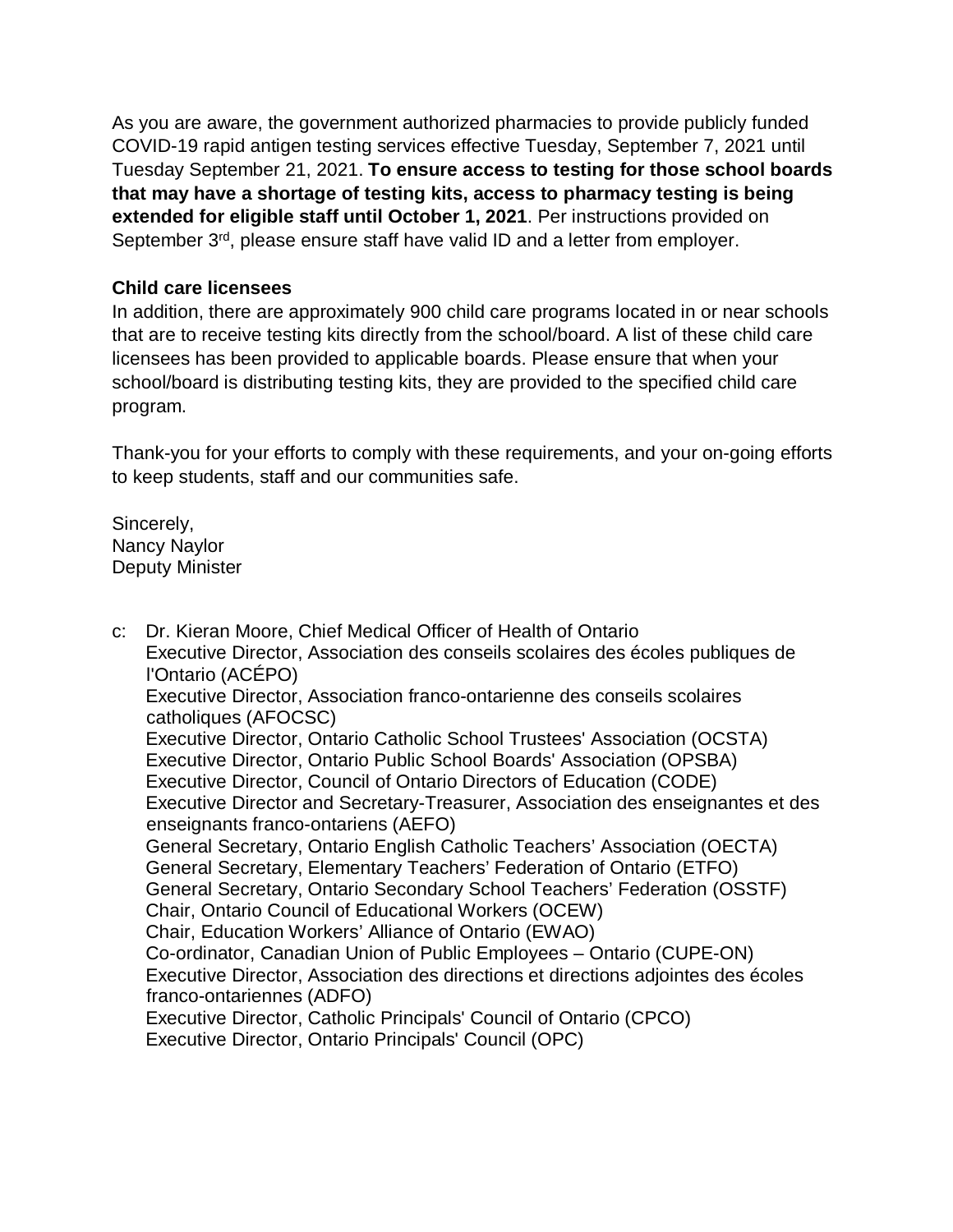As you are aware, the government authorized pharmacies to provide publicly funded COVID-19 rapid antigen testing services effective Tuesday, September 7, 2021 until Tuesday September 21, 2021. **To ensure access to testing for those school boards that may have a shortage of testing kits, access to pharmacy testing is being extended for eligible staff until October 1, 2021**. Per instructions provided on September 3rd, please ensure staff have valid ID and a letter from employer.

**Child care licensees**
In addition, there are approximately 900 child care programs located in or near schools that are to receive testing kits directly from the school/board. A list of these child care licensees has been provided to applicable boards. Please ensure that when your school/board is distributing testing kits, they are provided to the specified child care program.

Thank-you for your efforts to comply with these requirements, and your on-going efforts to keep students, staff and our communities safe.

Sincerely,
Nancy Naylor
Deputy Minister

c: Dr. Kieran Moore, Chief Medical Officer of Health of Ontario
Executive Director, Association des conseils scolaires des écoles publiques de l'Ontario (ACÉPO)
Executive Director, Association franco-ontarienne des conseils scolaires catholiques (AFOCSC)
Executive Director, Ontario Catholic School Trustees' Association (OCSTA)
Executive Director, Ontario Public School Boards' Association (OPSBA)
Executive Director, Council of Ontario Directors of Education (CODE)
Executive Director and Secretary-Treasurer, Association des enseignantes et des enseignants franco-ontariens (AEFO)
General Secretary, Ontario English Catholic Teachers' Association (OECTA)
General Secretary, Elementary Teachers' Federation of Ontario (ETFO)
General Secretary, Ontario Secondary School Teachers' Federation (OSSTF)
Chair, Ontario Council of Educational Workers (OCEW)
Chair, Education Workers' Alliance of Ontario (EWAO)
Co-ordinator, Canadian Union of Public Employees – Ontario (CUPE-ON)
Executive Director, Association des directions et directions adjointes des écoles franco-ontariennes (ADFO)
Executive Director, Catholic Principals' Council of Ontario (CPCO)
Executive Director, Ontario Principals' Council (OPC)